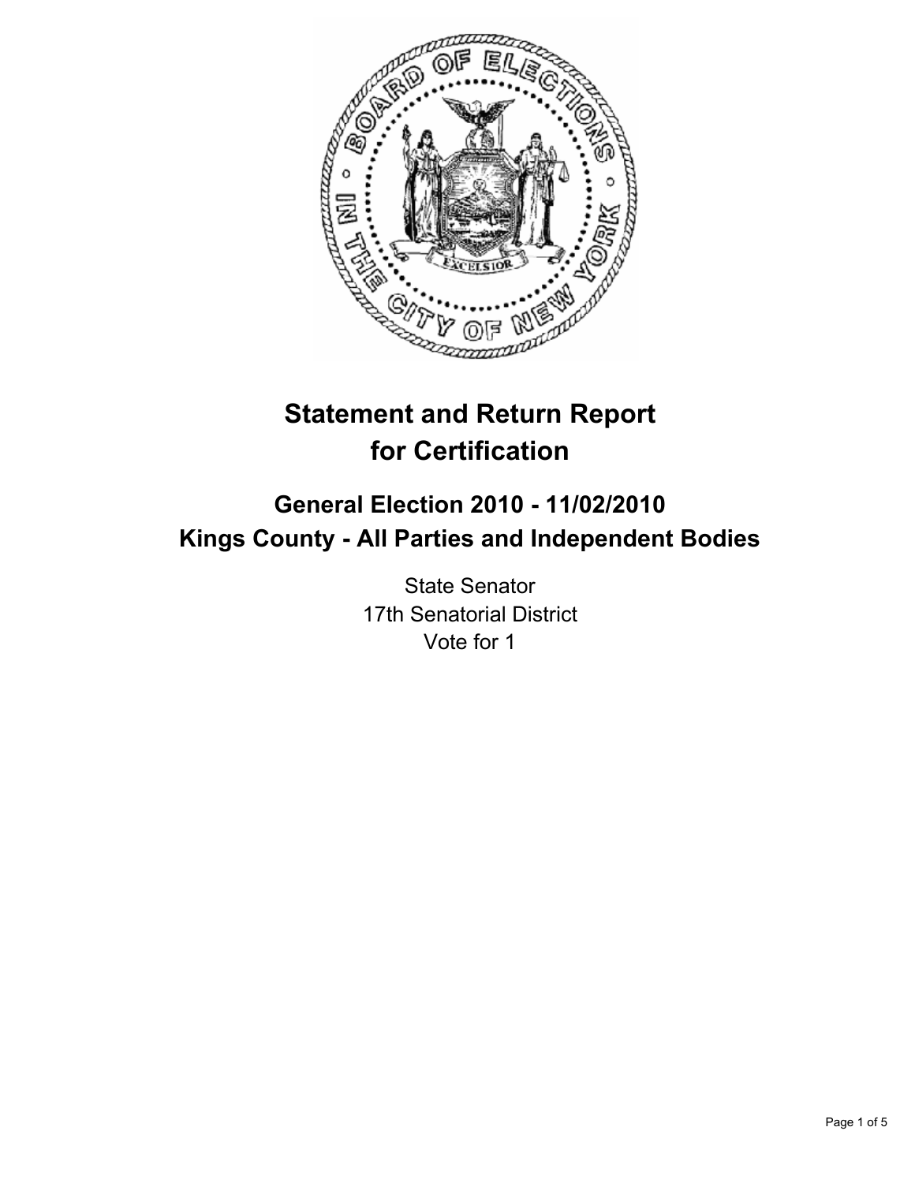# Statement and Return Report for Certification

## General Election 2010 - 11/02/2010
## Kings County - All Parties and Independent Bodies

State Senator
17th Senatorial District
Vote for 1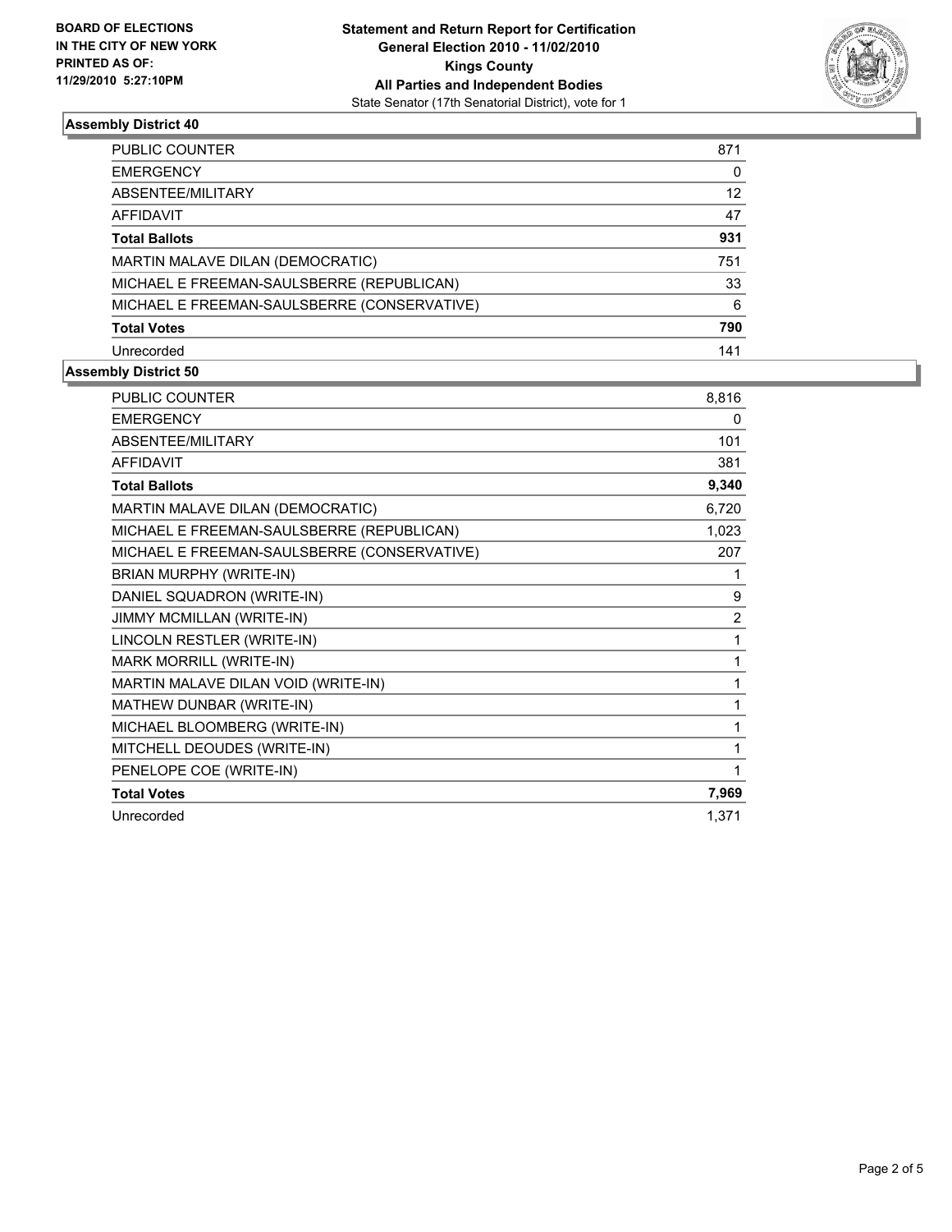BOARD OF ELECTIONS
IN THE CITY OF NEW YORK
PRINTED AS OF:
11/29/2010 5:27:10PM

**Statement and Return Report for Certification**
**General Election 2010 - 11/02/2010**
**Kings County**
**All Parties and Independent Bodies**
State Senator (17th Senatorial District), vote for 1

### Assembly District 40

| | |
|---|---|
| PUBLIC COUNTER | 871 |
| EMERGENCY | 0 |
| ABSENTEE/MILITARY | 12 |
| AFFIDAVIT | 47 |
| **Total Ballots** | **931** |
| MARTIN MALAVE DILAN (DEMOCRATIC) | 751 |
| MICHAEL E FREEMAN-SAULSBERRE (REPUBLICAN) | 33 |
| MICHAEL E FREEMAN-SAULSBERRE (CONSERVATIVE) | 6 |
| **Total Votes** | **790** |
| Unrecorded | 141 |

### Assembly District 50

| | |
|---|---|
| PUBLIC COUNTER | 8,816 |
| EMERGENCY | 0 |
| ABSENTEE/MILITARY | 101 |
| AFFIDAVIT | 381 |
| **Total Ballots** | **9,340** |
| MARTIN MALAVE DILAN (DEMOCRATIC) | 6,720 |
| MICHAEL E FREEMAN-SAULSBERRE (REPUBLICAN) | 1,023 |
| MICHAEL E FREEMAN-SAULSBERRE (CONSERVATIVE) | 207 |
| BRIAN MURPHY (WRITE-IN) | 1 |
| DANIEL SQUADRON (WRITE-IN) | 9 |
| JIMMY MCMILLAN (WRITE-IN) | 2 |
| LINCOLN RESTLER (WRITE-IN) | 1 |
| MARK MORRILL (WRITE-IN) | 1 |
| MARTIN MALAVE DILAN VOID (WRITE-IN) | 1 |
| MATHEW DUNBAR (WRITE-IN) | 1 |
| MICHAEL BLOOMBERG (WRITE-IN) | 1 |
| MITCHELL DEOUDES (WRITE-IN) | 1 |
| PENELOPE COE (WRITE-IN) | 1 |
| **Total Votes** | **7,969** |
| Unrecorded | 1,371 |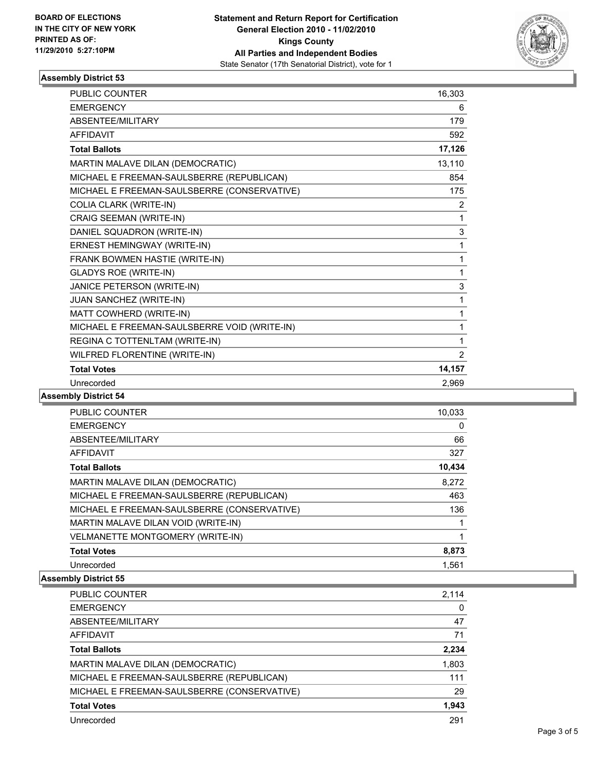**BOARD OF ELECTIONS IN THE CITY OF NEW YORK PRINTED AS OF: 11/29/2010 5:27:10PM**

**Statement and Return Report for Certification**
**General Election 2010 - 11/02/2010**
**Kings County**
**All Parties and Independent Bodies**
State Senator (17th Senatorial District), vote for 1

### Assembly District 53

| | |
|---|---|
| PUBLIC COUNTER | 16,303 |
| EMERGENCY | 6 |
| ABSENTEE/MILITARY | 179 |
| AFFIDAVIT | 592 |
| **Total Ballots** | **17,126** |
| MARTIN MALAVE DILAN (DEMOCRATIC) | 13,110 |
| MICHAEL E FREEMAN-SAULSBERRE (REPUBLICAN) | 854 |
| MICHAEL E FREEMAN-SAULSBERRE (CONSERVATIVE) | 175 |
| COLIA CLARK (WRITE-IN) | 2 |
| CRAIG SEEMAN (WRITE-IN) | 1 |
| DANIEL SQUADRON (WRITE-IN) | 3 |
| ERNEST HEMINGWAY (WRITE-IN) | 1 |
| FRANK BOWMEN HASTIE (WRITE-IN) | 1 |
| GLADYS ROE (WRITE-IN) | 1 |
| JANICE PETERSON (WRITE-IN) | 3 |
| JUAN SANCHEZ (WRITE-IN) | 1 |
| MATT COWHERD (WRITE-IN) | 1 |
| MICHAEL E FREEMAN-SAULSBERRE VOID (WRITE-IN) | 1 |
| REGINA C TOTTENLTAM (WRITE-IN) | 1 |
| WILFRED FLORENTINE (WRITE-IN) | 2 |
| **Total Votes** | **14,157** |
| Unrecorded | 2,969 |

### Assembly District 54

| | |
|---|---|
| PUBLIC COUNTER | 10,033 |
| EMERGENCY | 0 |
| ABSENTEE/MILITARY | 66 |
| AFFIDAVIT | 327 |
| **Total Ballots** | **10,434** |
| MARTIN MALAVE DILAN (DEMOCRATIC) | 8,272 |
| MICHAEL E FREEMAN-SAULSBERRE (REPUBLICAN) | 463 |
| MICHAEL E FREEMAN-SAULSBERRE (CONSERVATIVE) | 136 |
| MARTIN MALAVE DILAN VOID (WRITE-IN) | 1 |
| VELMANETTE MONTGOMERY (WRITE-IN) | 1 |
| **Total Votes** | **8,873** |
| Unrecorded | 1,561 |

### Assembly District 55

| | |
|---|---|
| PUBLIC COUNTER | 2,114 |
| EMERGENCY | 0 |
| ABSENTEE/MILITARY | 47 |
| AFFIDAVIT | 71 |
| **Total Ballots** | **2,234** |
| MARTIN MALAVE DILAN (DEMOCRATIC) | 1,803 |
| MICHAEL E FREEMAN-SAULSBERRE (REPUBLICAN) | 111 |
| MICHAEL E FREEMAN-SAULSBERRE (CONSERVATIVE) | 29 |
| **Total Votes** | **1,943** |
| Unrecorded | 291 |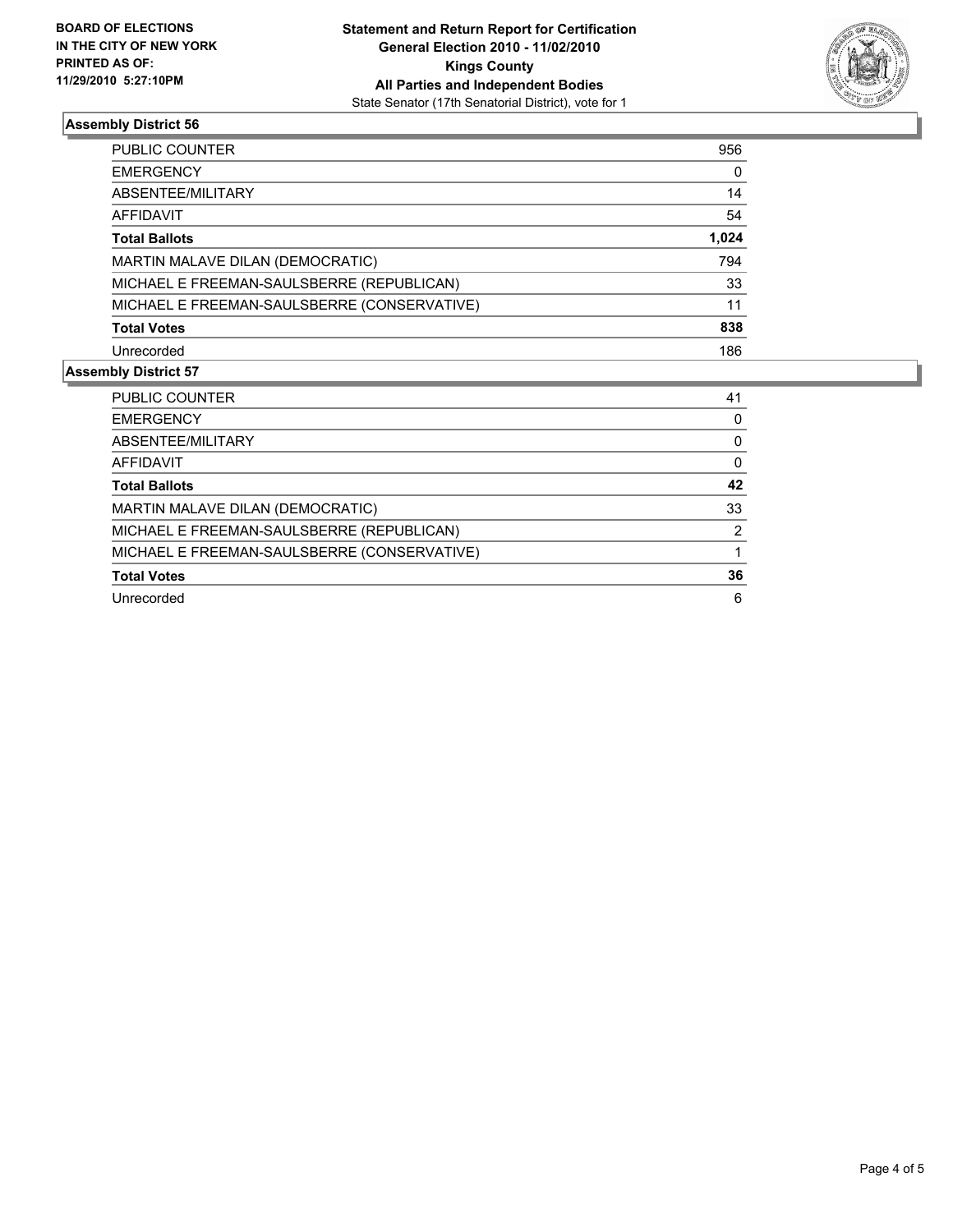**BOARD OF ELECTIONS IN THE CITY OF NEW YORK PRINTED AS OF: 11/29/2010 5:27:10PM**

**Statement and Return Report for Certification**
**General Election 2010 - 11/02/2010**
**Kings County**
**All Parties and Independent Bodies**
State Senator (17th Senatorial District), vote for 1

### Assembly District 56

| | |
|---|---|
| PUBLIC COUNTER | 956 |
| EMERGENCY | 0 |
| ABSENTEE/MILITARY | 14 |
| AFFIDAVIT | 54 |
| **Total Ballots** | **1,024** |
| MARTIN MALAVE DILAN (DEMOCRATIC) | 794 |
| MICHAEL E FREEMAN-SAULSBERRE (REPUBLICAN) | 33 |
| MICHAEL E FREEMAN-SAULSBERRE (CONSERVATIVE) | 11 |
| **Total Votes** | **838** |
| Unrecorded | 186 |

### Assembly District 57

| | |
|---|---|
| PUBLIC COUNTER | 41 |
| EMERGENCY | 0 |
| ABSENTEE/MILITARY | 0 |
| AFFIDAVIT | 0 |
| **Total Ballots** | **42** |
| MARTIN MALAVE DILAN (DEMOCRATIC) | 33 |
| MICHAEL E FREEMAN-SAULSBERRE (REPUBLICAN) | 2 |
| MICHAEL E FREEMAN-SAULSBERRE (CONSERVATIVE) | 1 |
| **Total Votes** | **36** |
| Unrecorded | 6 |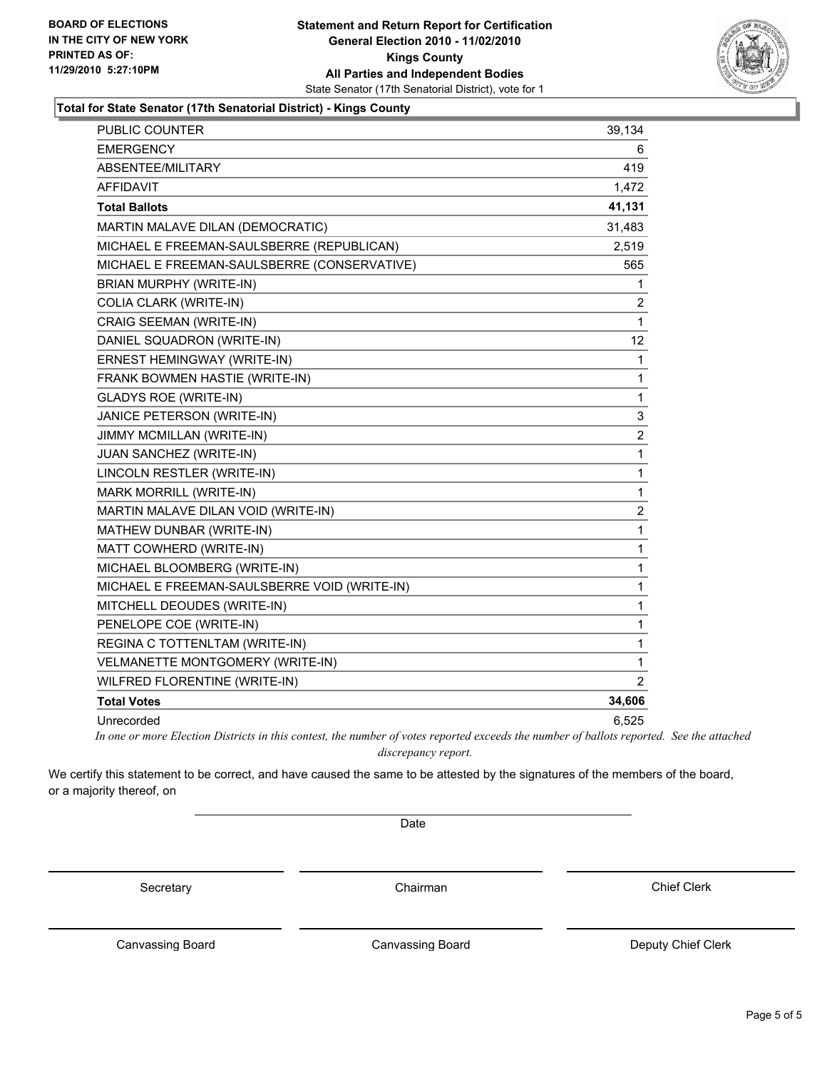**BOARD OF ELECTIONS IN THE CITY OF NEW YORK PRINTED AS OF: 11/29/2010 5:27:10PM**

**Statement and Return Report for Certification**
**General Election 2010 - 11/02/2010**
**Kings County**
**All Parties and Independent Bodies**
State Senator (17th Senatorial District), vote for 1

**Total for State Senator (17th Senatorial District) - Kings County**

| | |
|---|---|
| PUBLIC COUNTER | 39,134 |
| EMERGENCY | 6 |
| ABSENTEE/MILITARY | 419 |
| AFFIDAVIT | 1,472 |
| **Total Ballots** | **41,131** |
| MARTIN MALAVE DILAN (DEMOCRATIC) | 31,483 |
| MICHAEL E FREEMAN-SAULSBERRE (REPUBLICAN) | 2,519 |
| MICHAEL E FREEMAN-SAULSBERRE (CONSERVATIVE) | 565 |
| BRIAN MURPHY (WRITE-IN) | 1 |
| COLIA CLARK (WRITE-IN) | 2 |
| CRAIG SEEMAN (WRITE-IN) | 1 |
| DANIEL SQUADRON (WRITE-IN) | 12 |
| ERNEST HEMINGWAY (WRITE-IN) | 1 |
| FRANK BOWMEN HASTIE (WRITE-IN) | 1 |
| GLADYS ROE (WRITE-IN) | 1 |
| JANICE PETERSON (WRITE-IN) | 3 |
| JIMMY MCMILLAN (WRITE-IN) | 2 |
| JUAN SANCHEZ (WRITE-IN) | 1 |
| LINCOLN RESTLER (WRITE-IN) | 1 |
| MARK MORRILL (WRITE-IN) | 1 |
| MARTIN MALAVE DILAN VOID (WRITE-IN) | 2 |
| MATHEW DUNBAR (WRITE-IN) | 1 |
| MATT COWHERD (WRITE-IN) | 1 |
| MICHAEL BLOOMBERG (WRITE-IN) | 1 |
| MICHAEL E FREEMAN-SAULSBERRE VOID (WRITE-IN) | 1 |
| MITCHELL DEOUDES (WRITE-IN) | 1 |
| PENELOPE COE (WRITE-IN) | 1 |
| REGINA C TOTTENLTAM (WRITE-IN) | 1 |
| VELMANETTE MONTGOMERY (WRITE-IN) | 1 |
| WILFRED FLORENTINE (WRITE-IN) | 2 |
| **Total Votes** | **34,606** |
| Unrecorded | 6,525 |

*In one or more Election Districts in this contest, the number of votes reported exceeds the number of ballots reported. See the attached discrepancy report.*

We certify this statement to be correct, and have caused the same to be attested by the signatures of the members of the board, or a majority thereof, on

Date

Secretary | Chairman | Chief Clerk

Canvassing Board | Canvassing Board | Deputy Chief Clerk